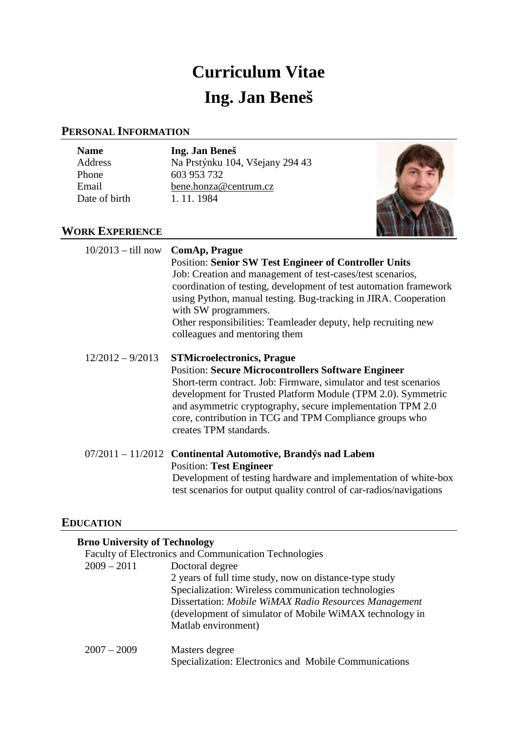# Curriculum Vitae
# Ing. Jan Beneš

## PERSONAL INFORMATION

| | |
|---|---|
| **Name** | **Ing. Jan Beneš** |
| Address | Na Prstýnku 104, Všejany 294 43 |
| Phone | 603 953 732 |
| Email | bene.honza@centrum.cz |
| Date of birth | 1. 11. 1984 |

## WORK EXPERIENCE

**10/2013 – till now** **ComAp, Prague**
Position: **Senior SW Test Engineer of Controller Units**
Job: Creation and management of test-cases/test scenarios, coordination of testing, development of test automation framework using Python, manual testing. Bug-tracking in JIRA. Cooperation with SW programmers.
Other responsibilities: Teamleader deputy, help recruiting new colleagues and mentoring them

**12/2012 – 9/2013** **STMicroelectronics, Prague**
Position: **Secure Microcontrollers Software Engineer**
Short-term contract. Job: Firmware, simulator and test scenarios development for Trusted Platform Module (TPM 2.0). Symmetric and asymmetric cryptography, secure implementation TPM 2.0 core, contribution in TCG and TPM Compliance groups who creates TPM standards.

**07/2011 – 11/2012** **Continental Automotive, Brandýs nad Labem**
Position: **Test Engineer**
Development of testing hardware and implementation of white-box test scenarios for output quality control of car-radios/navigations

## EDUCATION

**Brno University of Technology**
Faculty of Electronics and Communication Technologies

**2009 – 2011** Doctoral degree
2 years of full time study, now on distance-type study
Specialization: Wireless communication technologies
Dissertation: *Mobile WiMAX Radio Resources Management* (development of simulator of Mobile WiMAX technology in Matlab environment)

**2007 – 2009** Masters degree
Specialization: Electronics and Mobile Communications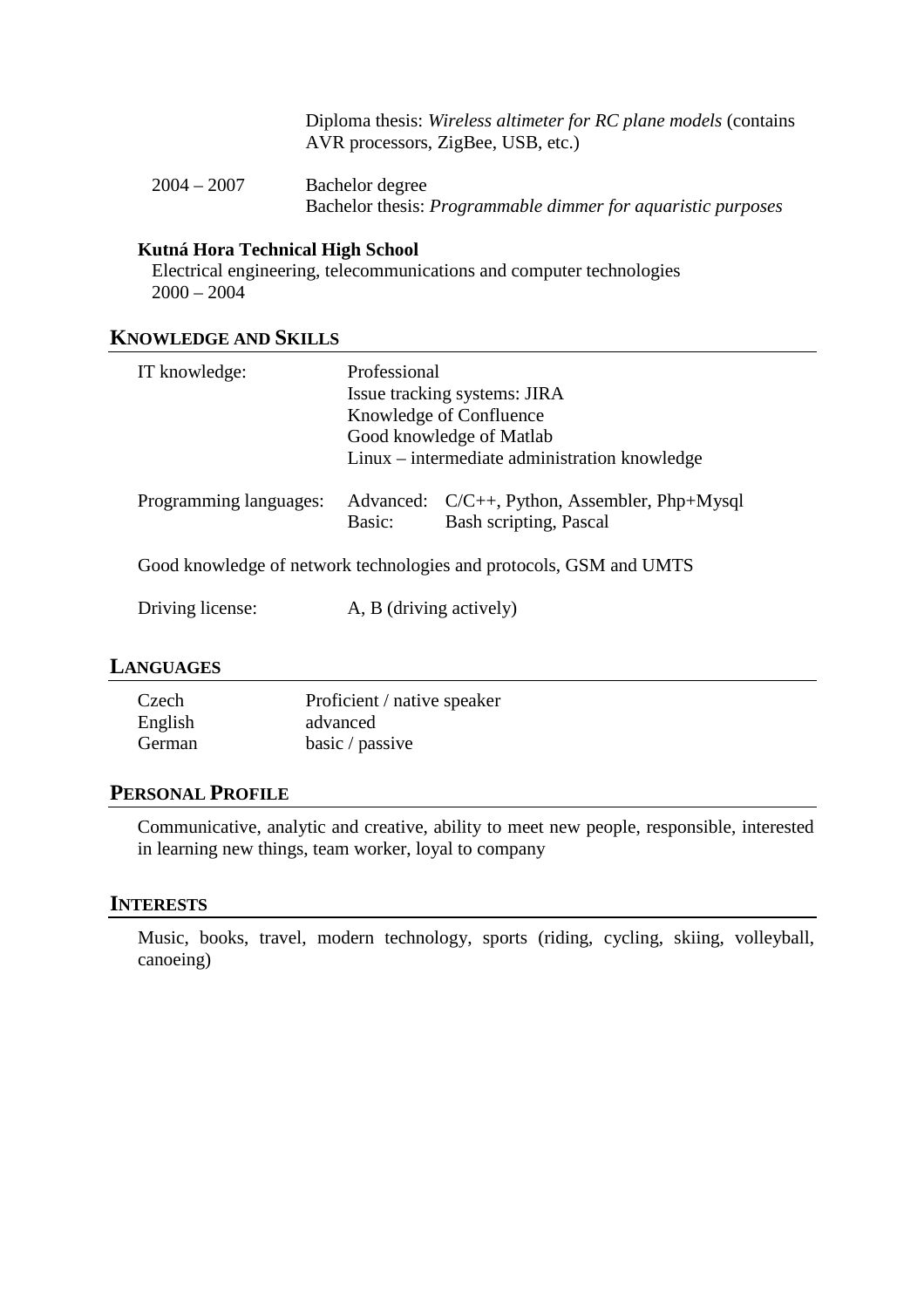Diploma thesis: *Wireless altimeter for RC plane models* (contains AVR processors, ZigBee, USB, etc.)

2004 – 2007 Bachelor degree
Bachelor thesis: *Programmable dimmer for aquaristic purposes*

**Kutná Hora Technical High School**
Electrical engineering, telecommunications and computer technologies
2000 – 2004

## Knowledge and Skills

IT knowledge:
Professional
Issue tracking systems: JIRA
Knowledge of Confluence
Good knowledge of Matlab
Linux – intermediate administration knowledge

Programming languages:
Advanced: C/C++, Python, Assembler, Php+Mysql
Basic: Bash scripting, Pascal

Good knowledge of network technologies and protocols, GSM and UMTS

Driving license: A, B (driving actively)

## Languages

| | |
|---|---|
| Czech | Proficient / native speaker |
| English | advanced |
| German | basic / passive |

## Personal Profile

Communicative, analytic and creative, ability to meet new people, responsible, interested in learning new things, team worker, loyal to company

## Interests

Music, books, travel, modern technology, sports (riding, cycling, skiing, volleyball, canoeing)